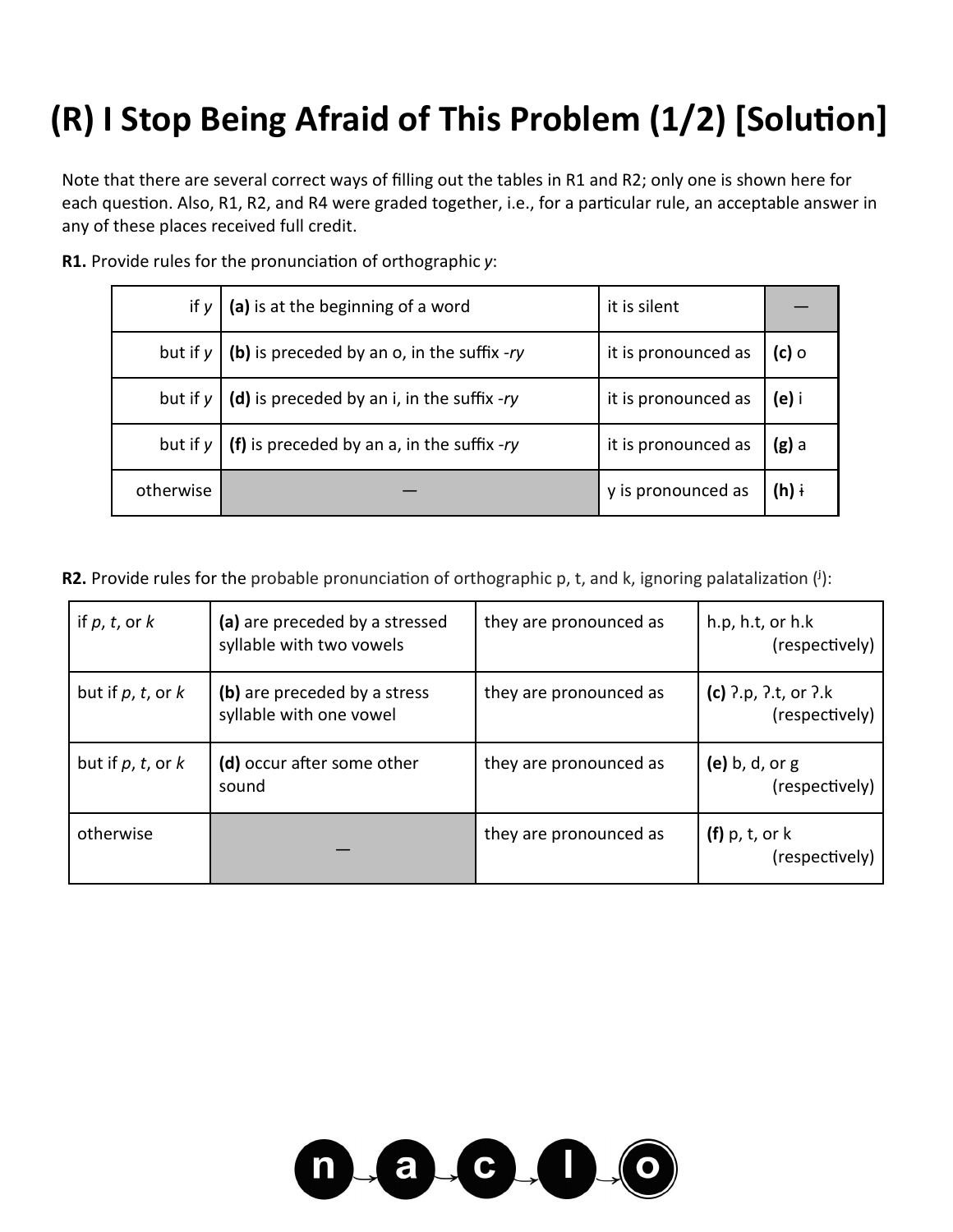# (R) I Stop Being Afraid of This Problem (1/2) [Solution]

Note that there are several correct ways of filling out the tables in R1 and R2; only one is shown here for each question. Also, R1, R2, and R4 were graded together, i.e., for a particular rule, an acceptable answer in any of these places received full credit.

**R1.** Provide rules for the pronunciation of orthographic *y*:

| | | | |
|---|---|---|---|
| if *y* | **(a)** is at the beginning of a word | it is silent | — |
| but if *y* | **(b)** is preceded by an o, in the suffix *-ry* | it is pronounced as | **(c)** o |
| but if *y* | **(d)** is preceded by an i, in the suffix *-ry* | it is pronounced as | **(e)** i |
| but if *y* | **(f)** is preceded by an a, in the suffix *-ry* | it is pronounced as | **(g)** a |
| otherwise | — | y is pronounced as | **(h)** ɨ |

**R2.** Provide rules for the probable pronunciation of orthographic p, t, and k, ignoring palatalization (ʲ):

| | | | |
|---|---|---|---|
| if *p*, *t*, or *k* | **(a)** are preceded by a stressed syllable with two vowels | they are pronounced as | h.p, h.t, or h.k (respectively) |
| but if *p*, *t*, or *k* | **(b)** are preceded by a stress syllable with one vowel | they are pronounced as | **(c)** ʔ.p, ʔ.t, or ʔ.k (respectively) |
| but if *p*, *t*, or *k* | **(d)** occur after some other sound | they are pronounced as | **(e)** b, d, or g (respectively) |
| otherwise | — | they are pronounced as | **(f)** p, t, or k (respectively) |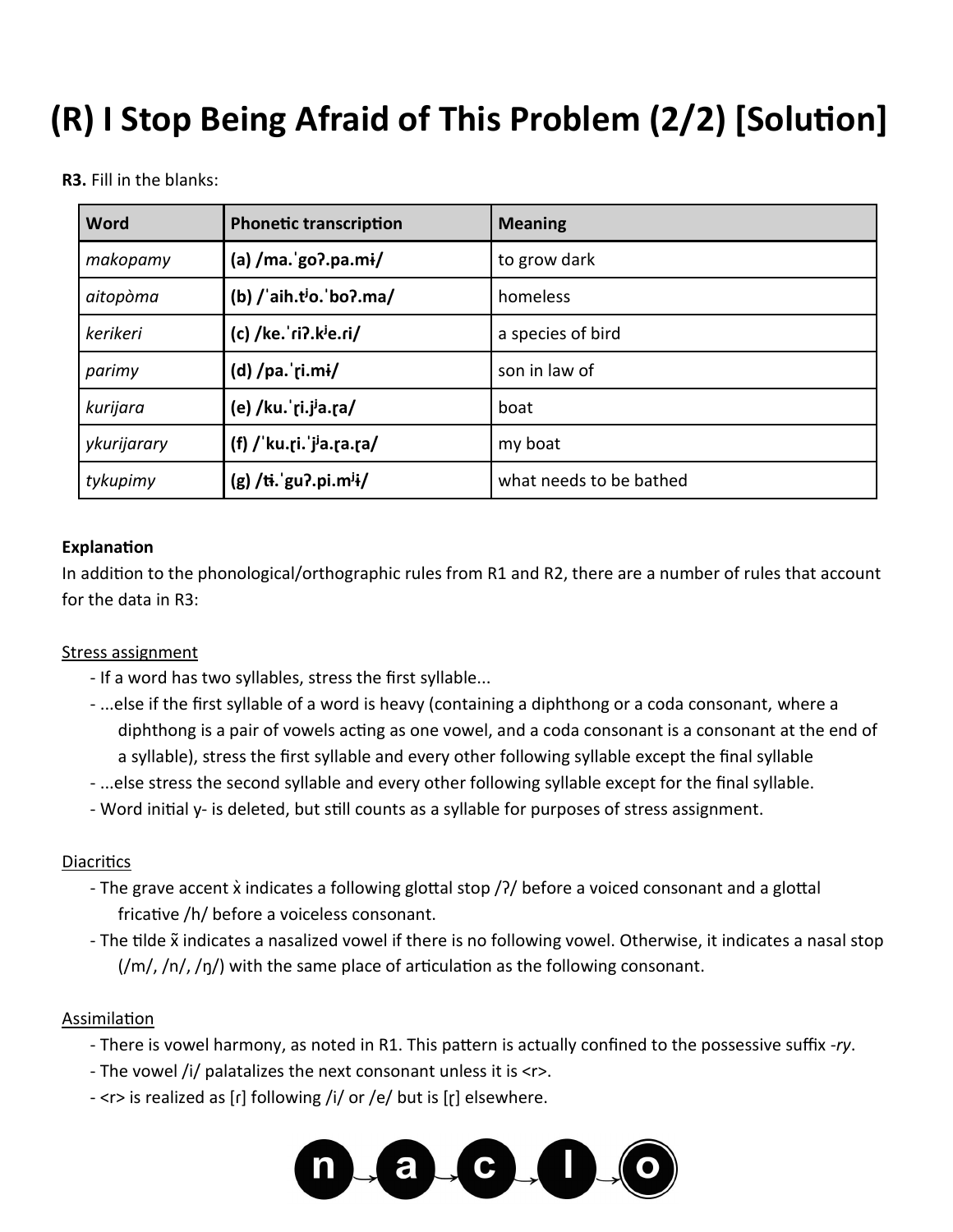# (R) I Stop Being Afraid of This Problem (2/2) [Solution]

**R3.** Fill in the blanks:

| Word | Phonetic transcription | Meaning |
|---|---|---|
| *makopamy* | **(a) /ma.ˈgoʔ.pa.mɨ/** | to grow dark |
| *aitopòma* | **(b) /ˈaih.tʲo.ˈboʔ.ma/** | homeless |
| *kerikeri* | **(c) /ke.ˈriʔ.kʲe.ri/** | a species of bird |
| *parimy* | **(d) /pa.ˈɽi.mɨ/** | son in law of |
| *kurijara* | **(e) /ku.ˈɽi.jʲa.ɽa/** | boat |
| *ykurijarary* | **(f) /ˈku.ɽi.ˈjʲa.ɽa.ɽa/** | my boat |
| *tykupimy* | **(g) /tɨ.ˈguʔ.pi.mʲɨ/** | what needs to be bathed |

**Explanation**

In addition to the phonological/orthographic rules from R1 and R2, there are a number of rules that account for the data in R3:

Stress assignment

- If a word has two syllables, stress the first syllable...
- ...else if the first syllable of a word is heavy (containing a diphthong or a coda consonant, where a diphthong is a pair of vowels acting as one vowel, and a coda consonant is a consonant at the end of a syllable), stress the first syllable and every other following syllable except the final syllable
- ...else stress the second syllable and every other following syllable except for the final syllable.
- Word initial y- is deleted, but still counts as a syllable for purposes of stress assignment.

Diacritics

- The grave accent x̀ indicates a following glottal stop /ʔ/ before a voiced consonant and a glottal fricative /h/ before a voiceless consonant.
- The tilde x̃ indicates a nasalized vowel if there is no following vowel. Otherwise, it indicates a nasal stop (/m/, /n/, /ŋ/) with the same place of articulation as the following consonant.

Assimilation

- There is vowel harmony, as noted in R1. This pattern is actually confined to the possessive suffix *-ry*.
- The vowel /i/ palatalizes the next consonant unless it is <r>.
- <r> is realized as [ɾ] following /i/ or /e/ but is [ɽ] elsewhere.